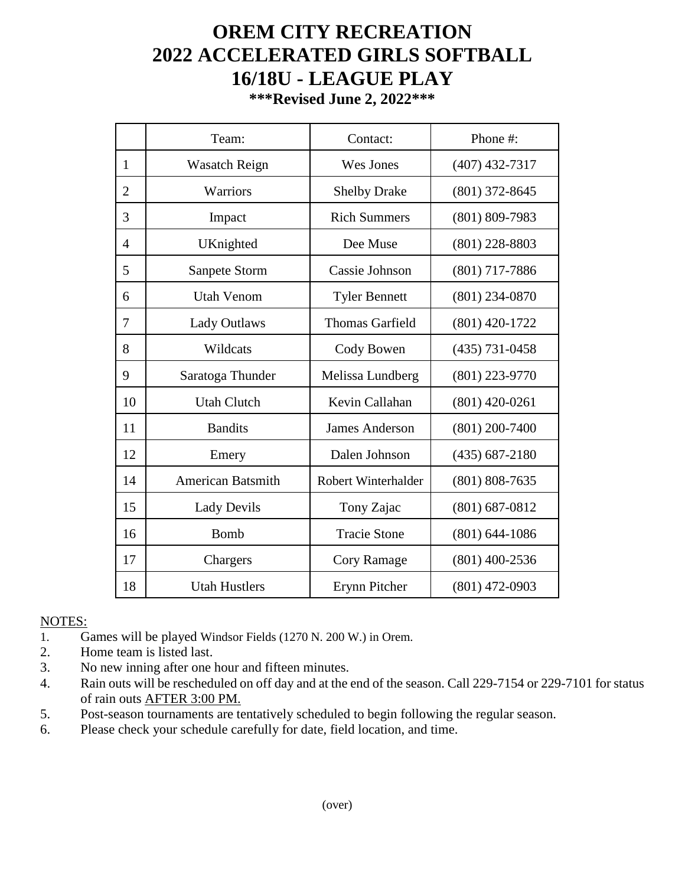# OREM CITY RECREATION
# 2022 ACCELERATED GIRLS SOFTBALL
# 16/18U - LEAGUE PLAY

**\*\*\*Revised June 2, 2022\*\*\***

| | Team: | Contact: | Phone #: |
|---|---|---|---|
| 1 | Wasatch Reign | Wes Jones | (407) 432-7317 |
| 2 | Warriors | Shelby Drake | (801) 372-8645 |
| 3 | Impact | Rich Summers | (801) 809-7983 |
| 4 | UKnighted | Dee Muse | (801) 228-8803 |
| 5 | Sanpete Storm | Cassie Johnson | (801) 717-7886 |
| 6 | Utah Venom | Tyler Bennett | (801) 234-0870 |
| 7 | Lady Outlaws | Thomas Garfield | (801) 420-1722 |
| 8 | Wildcats | Cody Bowen | (435) 731-0458 |
| 9 | Saratoga Thunder | Melissa Lundberg | (801) 223-9770 |
| 10 | Utah Clutch | Kevin Callahan | (801) 420-0261 |
| 11 | Bandits | James Anderson | (801) 200-7400 |
| 12 | Emery | Dalen Johnson | (435) 687-2180 |
| 14 | American Batsmith | Robert Winterhalder | (801) 808-7635 |
| 15 | Lady Devils | Tony Zajac | (801) 687-0812 |
| 16 | Bomb | Tracie Stone | (801) 644-1086 |
| 17 | Chargers | Cory Ramage | (801) 400-2536 |
| 18 | Utah Hustlers | Erynn Pitcher | (801) 472-0903 |

<u>NOTES:</u>

1. Games will be played Windsor Fields (1270 N. 200 W.) in Orem.
2. Home team is listed last.
3. No new inning after one hour and fifteen minutes.
4. Rain outs will be rescheduled on off day and at the end of the season. Call 229-7154 or 229-7101 for status of rain outs <u>AFTER 3:00 PM.</u>
5. Post-season tournaments are tentatively scheduled to begin following the regular season.
6. Please check your schedule carefully for date, field location, and time.

(over)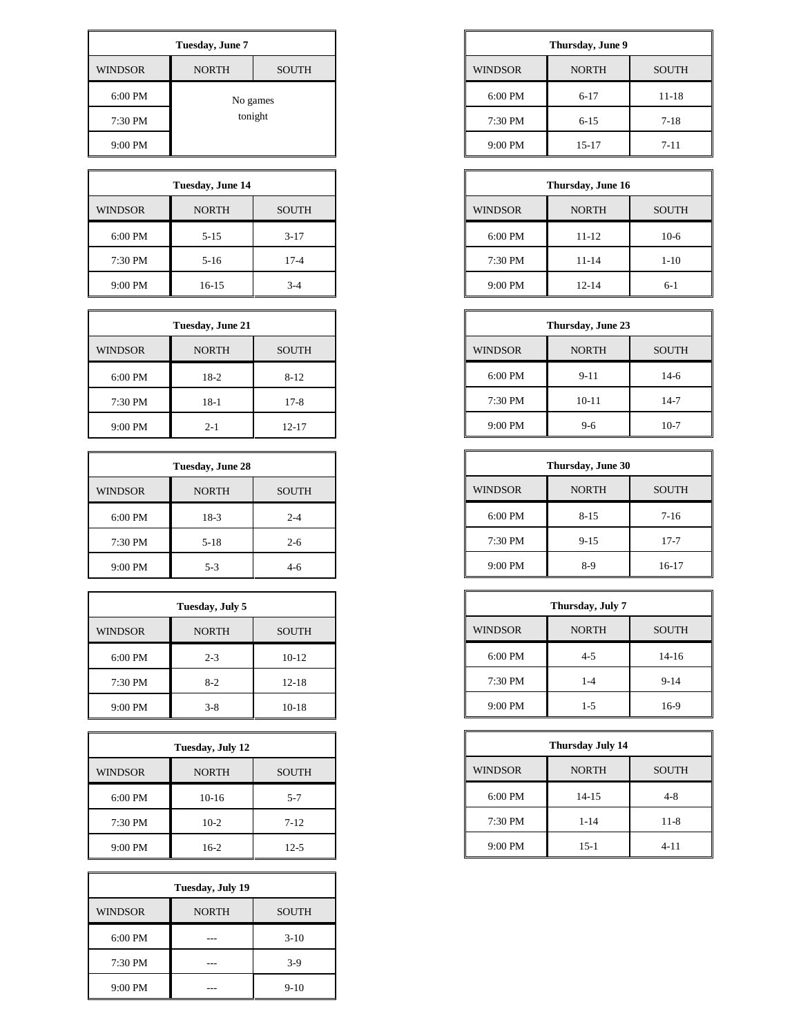| Tuesday, June 7 | | |
|---|---|---|
| WINDSOR | NORTH | SOUTH |
| 6:00 PM | No games tonight | |
| 7:30 PM | | |
| 9:00 PM | | |

| Tuesday, June 14 | | |
|---|---|---|
| WINDSOR | NORTH | SOUTH |
| 6:00 PM | 5-15 | 3-17 |
| 7:30 PM | 5-16 | 17-4 |
| 9:00 PM | 16-15 | 3-4 |

| Tuesday, June 21 | | |
|---|---|---|
| WINDSOR | NORTH | SOUTH |
| 6:00 PM | 18-2 | 8-12 |
| 7:30 PM | 18-1 | 17-8 |
| 9:00 PM | 2-1 | 12-17 |

| Tuesday, June 28 | | |
|---|---|---|
| WINDSOR | NORTH | SOUTH |
| 6:00 PM | 18-3 | 2-4 |
| 7:30 PM | 5-18 | 2-6 |
| 9:00 PM | 5-3 | 4-6 |

| Tuesday, July 5 | | |
|---|---|---|
| WINDSOR | NORTH | SOUTH |
| 6:00 PM | 2-3 | 10-12 |
| 7:30 PM | 8-2 | 12-18 |
| 9:00 PM | 3-8 | 10-18 |

| Tuesday, July 12 | | |
|---|---|---|
| WINDSOR | NORTH | SOUTH |
| 6:00 PM | 10-16 | 5-7 |
| 7:30 PM | 10-2 | 7-12 |
| 9:00 PM | 16-2 | 12-5 |

| Tuesday, July 19 | | |
|---|---|---|
| WINDSOR | NORTH | SOUTH |
| 6:00 PM | --- | 3-10 |
| 7:30 PM | --- | 3-9 |
| 9:00 PM | --- | 9-10 |

| Thursday, June 9 | | |
|---|---|---|
| WINDSOR | NORTH | SOUTH |
| 6:00 PM | 6-17 | 11-18 |
| 7:30 PM | 6-15 | 7-18 |
| 9:00 PM | 15-17 | 7-11 |

| Thursday, June 16 | | |
|---|---|---|
| WINDSOR | NORTH | SOUTH |
| 6:00 PM | 11-12 | 10-6 |
| 7:30 PM | 11-14 | 1-10 |
| 9:00 PM | 12-14 | 6-1 |

| Thursday, June 23 | | |
|---|---|---|
| WINDSOR | NORTH | SOUTH |
| 6:00 PM | 9-11 | 14-6 |
| 7:30 PM | 10-11 | 14-7 |
| 9:00 PM | 9-6 | 10-7 |

| Thursday, June 30 | | |
|---|---|---|
| WINDSOR | NORTH | SOUTH |
| 6:00 PM | 8-15 | 7-16 |
| 7:30 PM | 9-15 | 17-7 |
| 9:00 PM | 8-9 | 16-17 |

| Thursday, July 7 | | |
|---|---|---|
| WINDSOR | NORTH | SOUTH |
| 6:00 PM | 4-5 | 14-16 |
| 7:30 PM | 1-4 | 9-14 |
| 9:00 PM | 1-5 | 16-9 |

| Thursday July 14 | | |
|---|---|---|
| WINDSOR | NORTH | SOUTH |
| 6:00 PM | 14-15 | 4-8 |
| 7:30 PM | 1-14 | 11-8 |
| 9:00 PM | 15-1 | 4-11 |